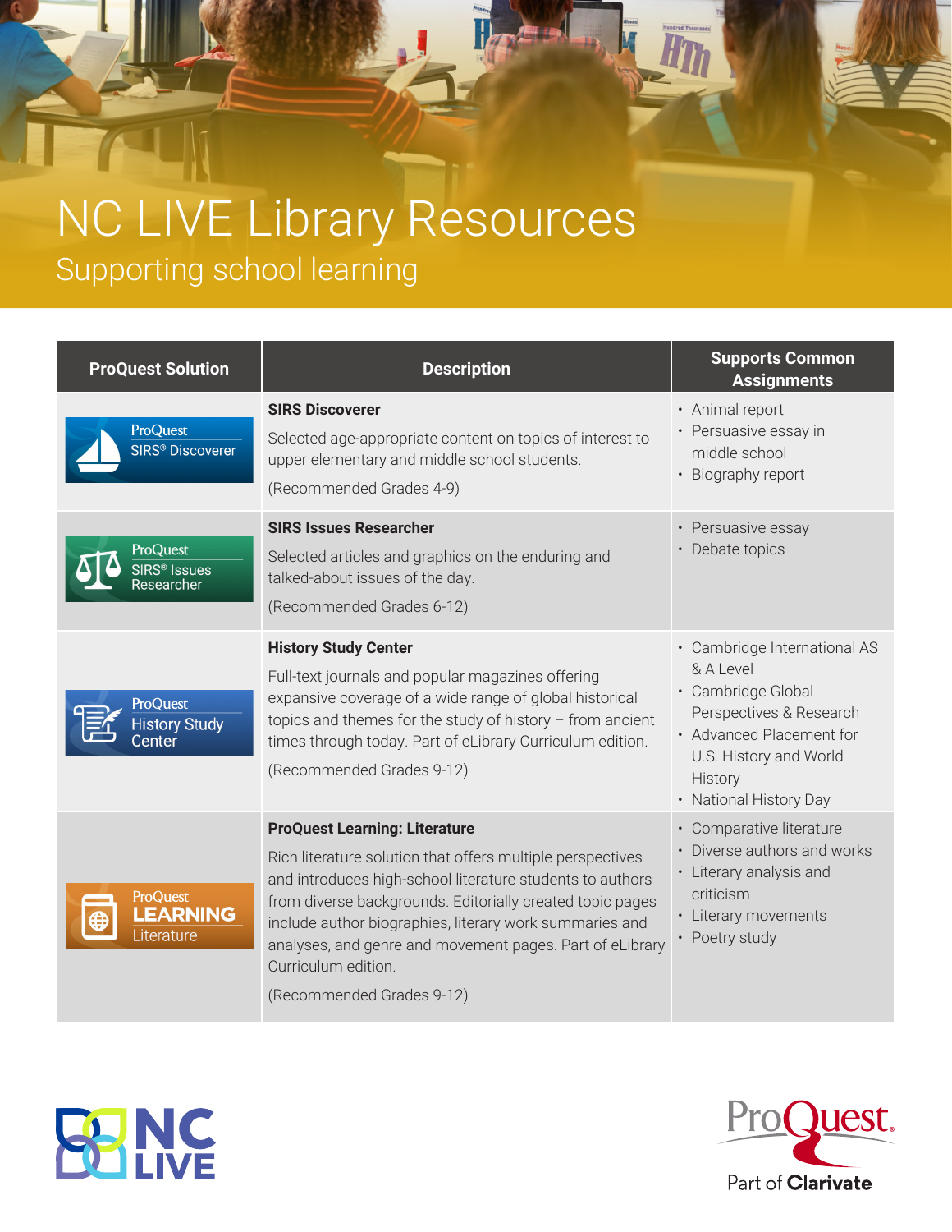# NC LIVE Library Resources

## Supporting school learning

| ProQuest Solution | Description | Supports Common Assignments |
| --- | --- | --- |
| ProQuest SIRS® Discoverer | **SIRS Discoverer**<br>Selected age-appropriate content on topics of interest to upper elementary and middle school students.<br>(Recommended Grades 4-9) | • Animal report<br>• Persuasive essay in middle school<br>• Biography report |
| ProQuest SIRS® Issues Researcher | **SIRS Issues Researcher**<br>Selected articles and graphics on the enduring and talked-about issues of the day.<br>(Recommended Grades 6-12) | • Persuasive essay<br>• Debate topics |
| ProQuest History Study Center | **History Study Center**<br>Full-text journals and popular magazines offering expansive coverage of a wide range of global historical topics and themes for the study of history – from ancient times through today. Part of eLibrary Curriculum edition.<br>(Recommended Grades 9-12) | • Cambridge International AS & A Level<br>• Cambridge Global Perspectives & Research<br>• Advanced Placement for U.S. History and World History<br>• National History Day |
| ProQuest LEARNING Literature | **ProQuest Learning: Literature**<br>Rich literature solution that offers multiple perspectives and introduces high-school literature students to authors from diverse backgrounds. Editorially created topic pages include author biographies, literary work summaries and analyses, and genre and movement pages. Part of eLibrary Curriculum edition.<br>(Recommended Grades 9-12) | • Comparative literature<br>• Diverse authors and works<br>• Literary analysis and criticism<br>• Literary movements<br>• Poetry study |

NC LIVE

ProQuest. Part of Clarivate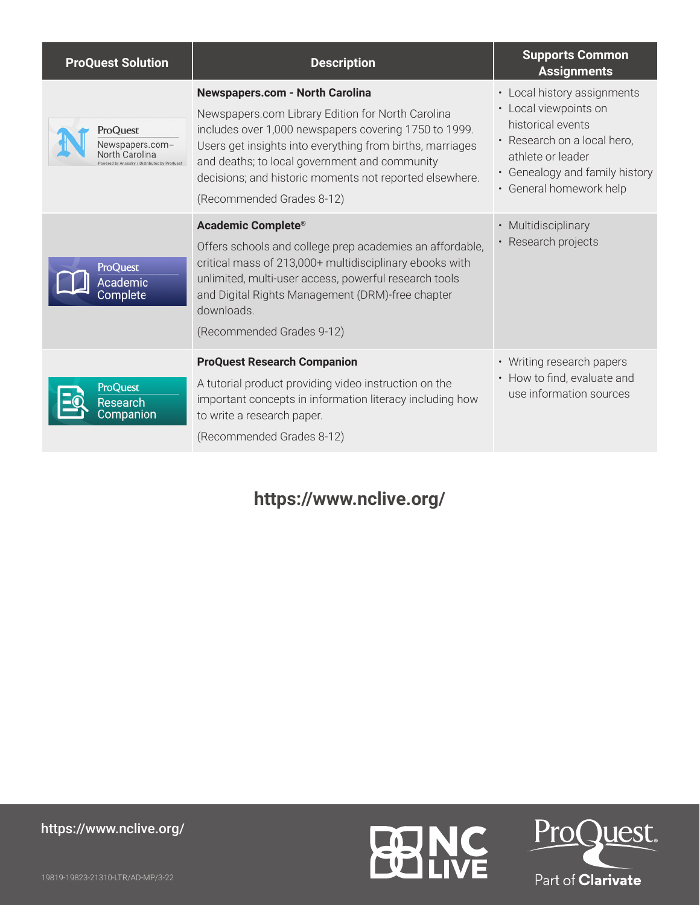| ProQuest Solution | Description | Supports Common Assignments |
|---|---|---|
| ProQuest Newspapers.com– North Carolina | **Newspapers.com - North Carolina**<br>Newspapers.com Library Edition for North Carolina includes over 1,000 newspapers covering 1750 to 1999. Users get insights into everything from births, marriages and deaths; to local government and community decisions; and historic moments not reported elsewhere.<br>(Recommended Grades 8-12) | • Local history assignments<br>• Local viewpoints on historical events<br>• Research on a local hero, athlete or leader<br>• Genealogy and family history<br>• General homework help |
| ProQuest Academic Complete | **Academic Complete®**<br>Offers schools and college prep academies an affordable, critical mass of 213,000+ multidisciplinary ebooks with unlimited, multi-user access, powerful research tools and Digital Rights Management (DRM)-free chapter downloads.<br>(Recommended Grades 9-12) | • Multidisciplinary<br>• Research projects |
| ProQuest Research Companion | **ProQuest Research Companion**<br>A tutorial product providing video instruction on the important concepts in information literacy including how to write a research paper.<br>(Recommended Grades 8-12) | • Writing research papers<br>• How to find, evaluate and use information sources |

**https://www.nclive.org/**

https://www.nclive.org/

19819-19823-21310-LTR/AD-MP/3-22